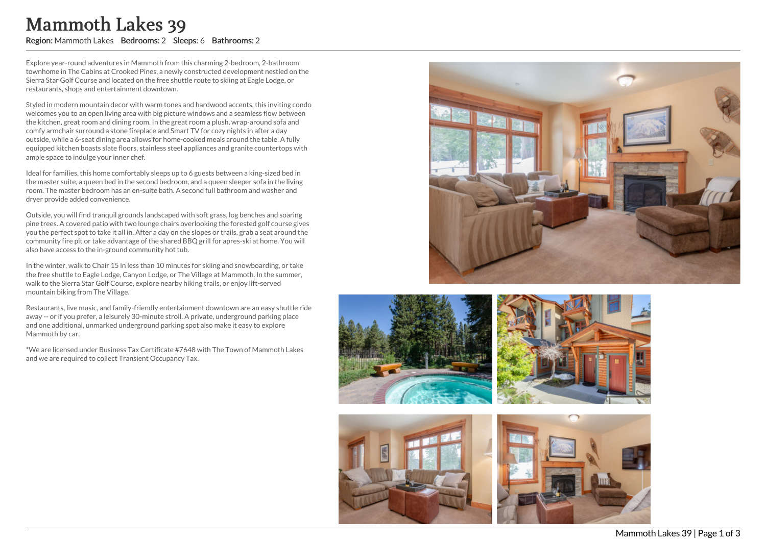# Mammoth Lakes 39

**Region:** Mammoth Lakes **Bedrooms:** 2 **Sleeps:** 6 **Bathrooms:** 2

Explore year-round adventures in Mammoth from this charming 2-bedroom, 2-bathroom townhome in The Cabins at Crooked Pines, a newly constructed development nestled on the Sierra Star Golf Course and located on the free shuttle route to skiing at Eagle Lodge, or restaurants, shops and entertainment downtown.

Styled in modern mountain decor with warm tones and hardwood accents, this inviting condo welcomes you to an open living area with big picture windows and a seamless flow between the kitchen, great room and dining room. In the great room a plush, wrap-around sofa and comfy armchair surround a stone fireplace and Smart TV for cozy nights in after a day outside, while a 6-seat dining area allows for home-cooked meals around the table. A fully equipped kitchen boasts slate floors, stainless steel appliances and granite countertops with ample space to indulge your inner chef.

Ideal for families, this home comfortably sleeps up to 6 guests between a king-sized bed in the master suite, a queen bed in the second bedroom, and a queen sleeper sofa in the living room. The master bedroom has an en-suite bath. A second full bathroom and washer and dryer provide added convenience.

Outside, you will find tranquil grounds landscaped with soft grass, log benches and soaring pine trees. A covered patio with two lounge chairs overlooking the forested golf course gives you the perfect spot to take it all in. After a day on the slopes or trails, grab a seat around the community fire pit or take advantage of the shared BBQ grill for apres-ski at home. You will also have access to the in-ground community hot tub.

In the winter, walk to Chair 15 in less than 10 minutes for skiing and snowboarding, or take the free shuttle to Eagle Lodge, Canyon Lodge, or The Village at Mammoth. In the summer, walk to the Sierra Star Golf Course, explore nearby hiking trails, or enjoy lift-served mountain biking from The Village.

Restaurants, live music, and family-friendly entertainment downtown are an easy shuttle ride away -- or if you prefer, a leisurely 30-minute stroll. A private, underground parking place and one additional, unmarked underground parking spot also make it easy to explore Mammoth by car.

*We are licensed under Business Tax Certificate #7648 with The Town of Mammoth Lakes and we are required to collect Transient Occupancy Tax.